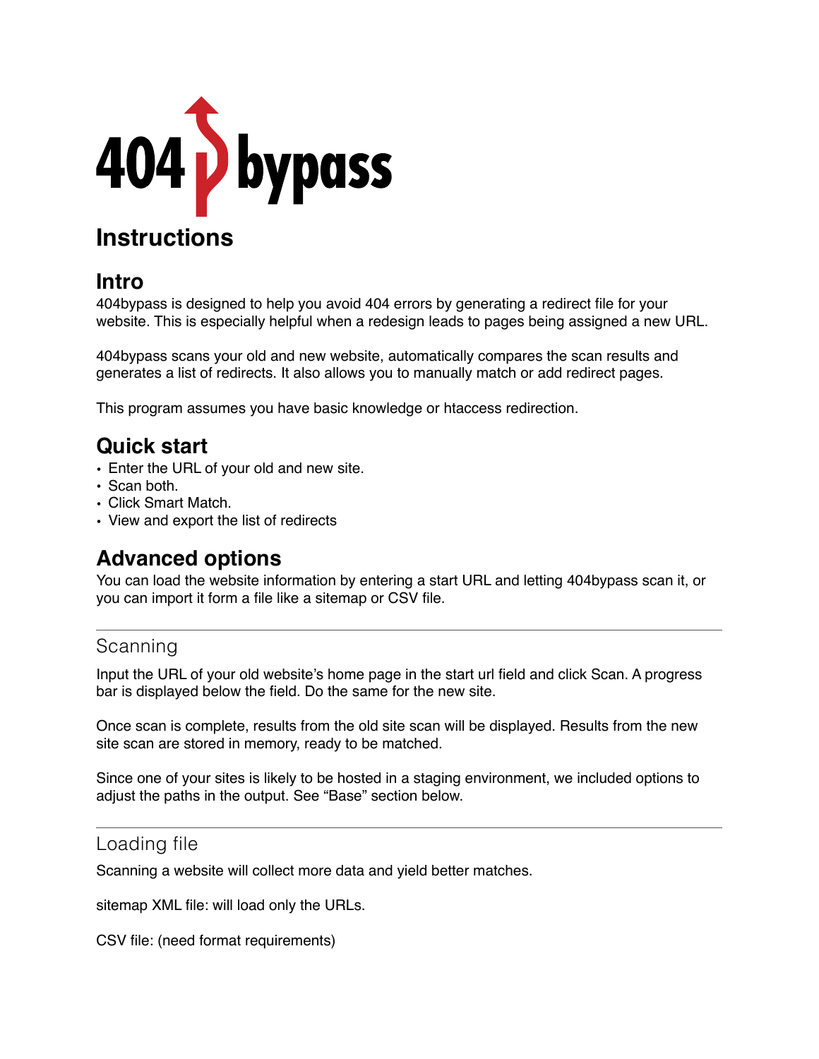# 404bypass

## Instructions

### Intro

404bypass is designed to help you avoid 404 errors by generating a redirect file for your website. This is especially helpful when a redesign leads to pages being assigned a new URL.

404bypass scans your old and new website, automatically compares the scan results and generates a list of redirects. It also allows you to manually match or add redirect pages.

This program assumes you have basic knowledge or htaccess redirection.

### Quick start

- Enter the URL of your old and new site.
- Scan both.
- Click Smart Match.
- View and export the list of redirects

### Advanced options

You can load the website information by entering a start URL and letting 404bypass scan it, or you can import it form a file like a sitemap or CSV file.

---

#### Scanning

Input the URL of your old website's home page in the start url field and click Scan. A progress bar is displayed below the field. Do the same for the new site.

Once scan is complete, results from the old site scan will be displayed. Results from the new site scan are stored in memory, ready to be matched.

Since one of your sites is likely to be hosted in a staging environment, we included options to adjust the paths in the output. See "Base" section below.

---

#### Loading file

Scanning a website will collect more data and yield better matches.

sitemap XML file: will load only the URLs.

CSV file: (need format requirements)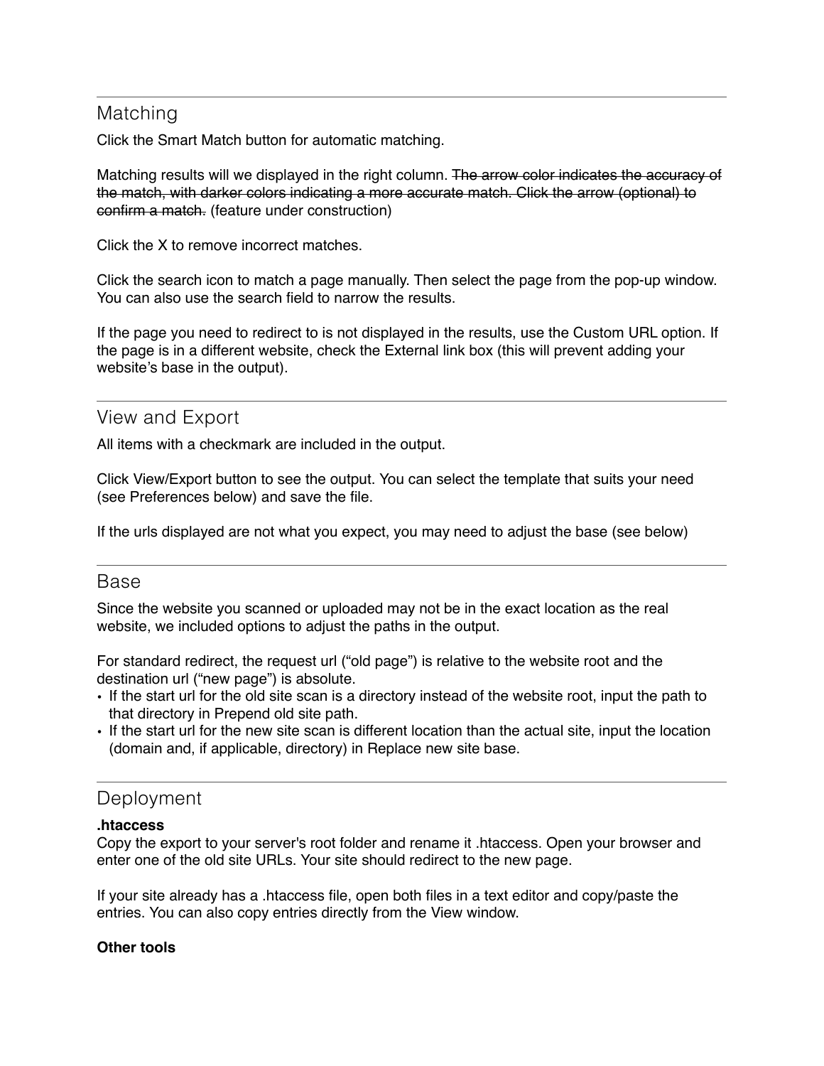## Matching

Click the Smart Match button for automatic matching.

Matching results will we displayed in the right column. ~~The arrow color indicates the accuracy of the match, with darker colors indicating a more accurate match. Click the arrow (optional) to confirm a match.~~ (feature under construction)

Click the X to remove incorrect matches.

Click the search icon to match a page manually. Then select the page from the pop-up window. You can also use the search field to narrow the results.

If the page you need to redirect to is not displayed in the results, use the Custom URL option. If the page is in a different website, check the External link box (this will prevent adding your website's base in the output).

## View and Export

All items with a checkmark are included in the output.

Click View/Export button to see the output. You can select the template that suits your need (see Preferences below) and save the file.

If the urls displayed are not what you expect, you may need to adjust the base (see below)

## Base

Since the website you scanned or uploaded may not be in the exact location as the real website, we included options to adjust the paths in the output.

For standard redirect, the request url ("old page") is relative to the website root and the destination url ("new page") is absolute.

- If the start url for the old site scan is a directory instead of the website root, input the path to that directory in Prepend old site path.
- If the start url for the new site scan is different location than the actual site, input the location (domain and, if applicable, directory) in Replace new site base.

## Deployment

**.htaccess**
Copy the export to your server's root folder and rename it .htaccess. Open your browser and enter one of the old site URLs. Your site should redirect to the new page.

If your site already has a .htaccess file, open both files in a text editor and copy/paste the entries. You can also copy entries directly from the View window.

**Other tools**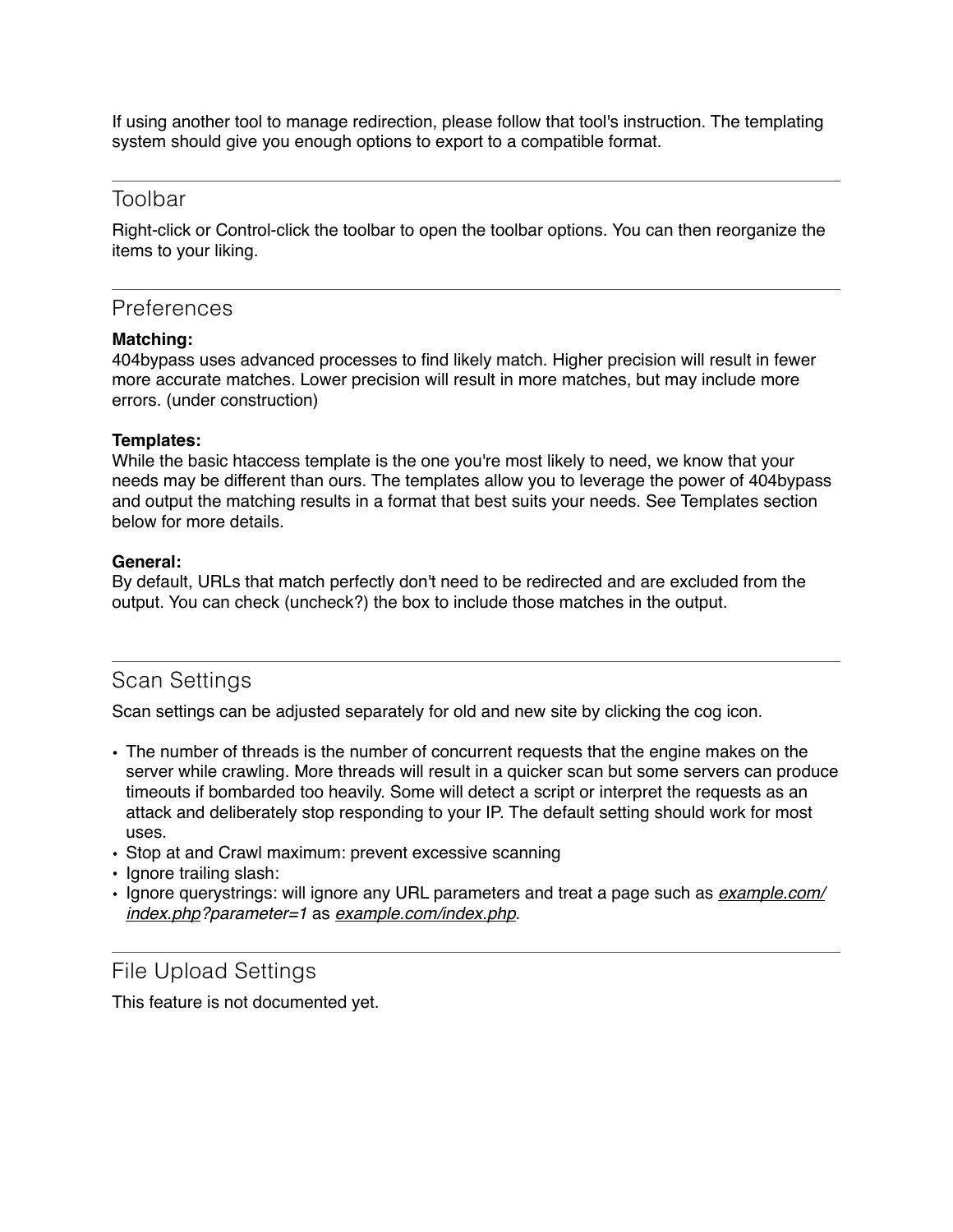If using another tool to manage redirection, please follow that tool's instruction. The templating system should give you enough options to export to a compatible format.

---

## Toolbar

Right-click or Control-click the toolbar to open the toolbar options. You can then reorganize the items to your liking.

---

## Preferences

**Matching:**
404bypass uses advanced processes to find likely match. Higher precision will result in fewer more accurate matches. Lower precision will result in more matches, but may include more errors. (under construction)

**Templates:**
While the basic htaccess template is the one you're most likely to need, we know that your needs may be different than ours. The templates allow you to leverage the power of 404bypass and output the matching results in a format that best suits your needs. See Templates section below for more details.

**General:**
By default, URLs that match perfectly don't need to be redirected and are excluded from the output. You can check (uncheck?) the box to include those matches in the output.

---

## Scan Settings

Scan settings can be adjusted separately for old and new site by clicking the cog icon.

- The number of threads is the number of concurrent requests that the engine makes on the server while crawling. More threads will result in a quicker scan but some servers can produce timeouts if bombarded too heavily. Some will detect a script or interpret the requests as an attack and deliberately stop responding to your IP. The default setting should work for most uses.
- Stop at and Crawl maximum: prevent excessive scanning
- Ignore trailing slash:
- Ignore querystrings: will ignore any URL parameters and treat a page such as *example.com/index.php?parameter=1* as *example.com/index.php*.

---

## File Upload Settings

This feature is not documented yet.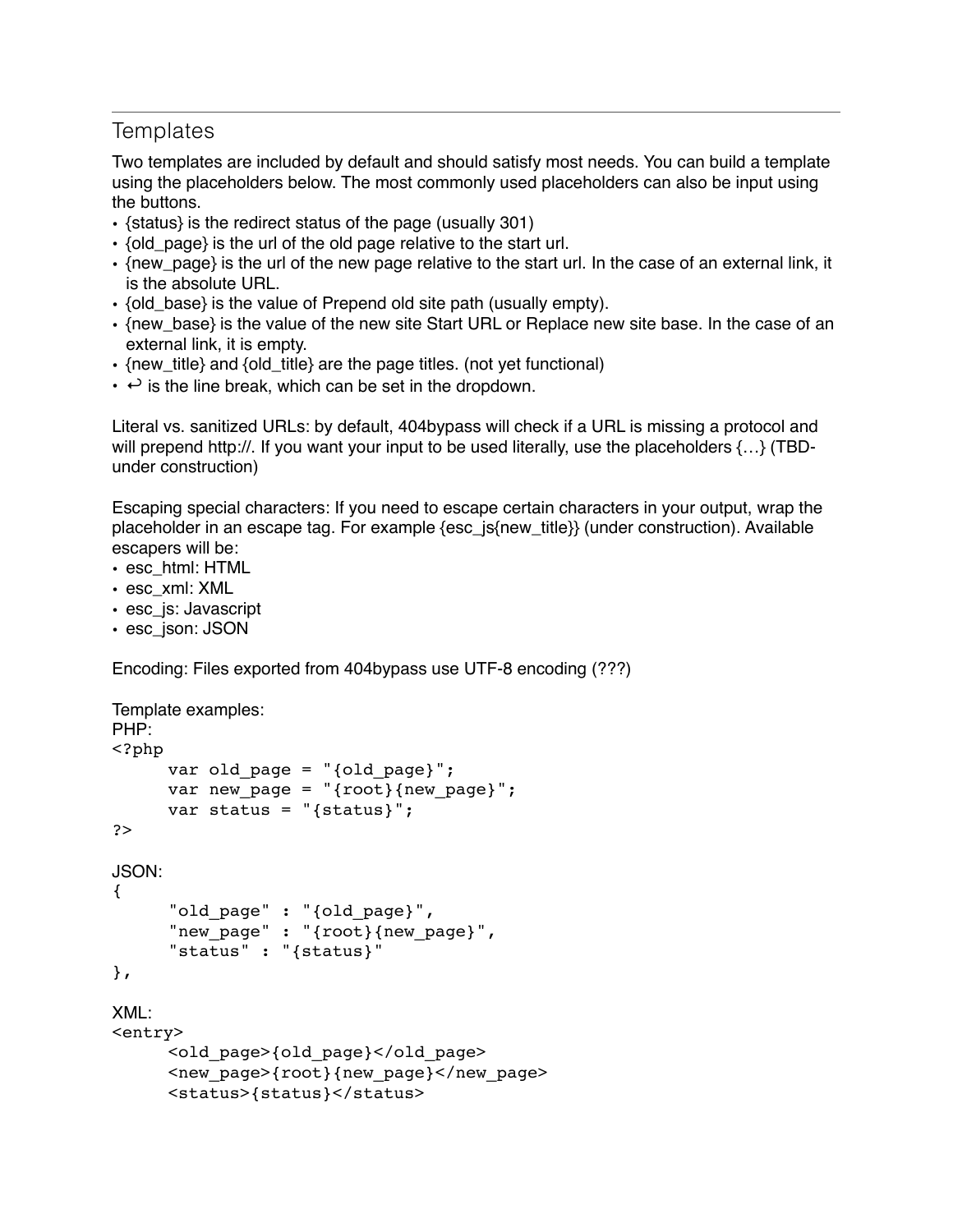## Templates

Two templates are included by default and should satisfy most needs. You can build a template using the placeholders below. The most commonly used placeholders can also be input using the buttons.

- {status} is the redirect status of the page (usually 301)
- {old_page} is the url of the old page relative to the start url.
- {new_page} is the url of the new page relative to the start url. In the case of an external link, it is the absolute URL.
- {old_base} is the value of Prepend old site path (usually empty).
- {new_base} is the value of the new site Start URL or Replace new site base. In the case of an external link, it is empty.
- {new_title} and {old_title} are the page titles. (not yet functional)
- ↩ is the line break, which can be set in the dropdown.

Literal vs. sanitized URLs: by default, 404bypass will check if a URL is missing a protocol and will prepend http://. If you want your input to be used literally, use the placeholders {…} (TBD- under construction)

Escaping special characters: If you need to escape certain characters in your output, wrap the placeholder in an escape tag. For example {esc_js{new_title}} (under construction). Available escapers will be:

- esc_html: HTML
- esc_xml: XML
- esc_js: Javascript
- esc_json: JSON

Encoding: Files exported from 404bypass use UTF-8 encoding (???)

Template examples:

PHP:

```
<?php
      var old_page = "{old_page}";
      var new_page = "{root}{new_page}";
      var status = "{status}";
?>
```

JSON:

```
{
      "old_page" : "{old_page}",
      "new_page" : "{root}{new_page}",
      "status" : "{status}"
},
```

XML:

```
<entry>
      <old_page>{old_page}</old_page>
      <new_page>{root}{new_page}</new_page>
      <status>{status}</status>
```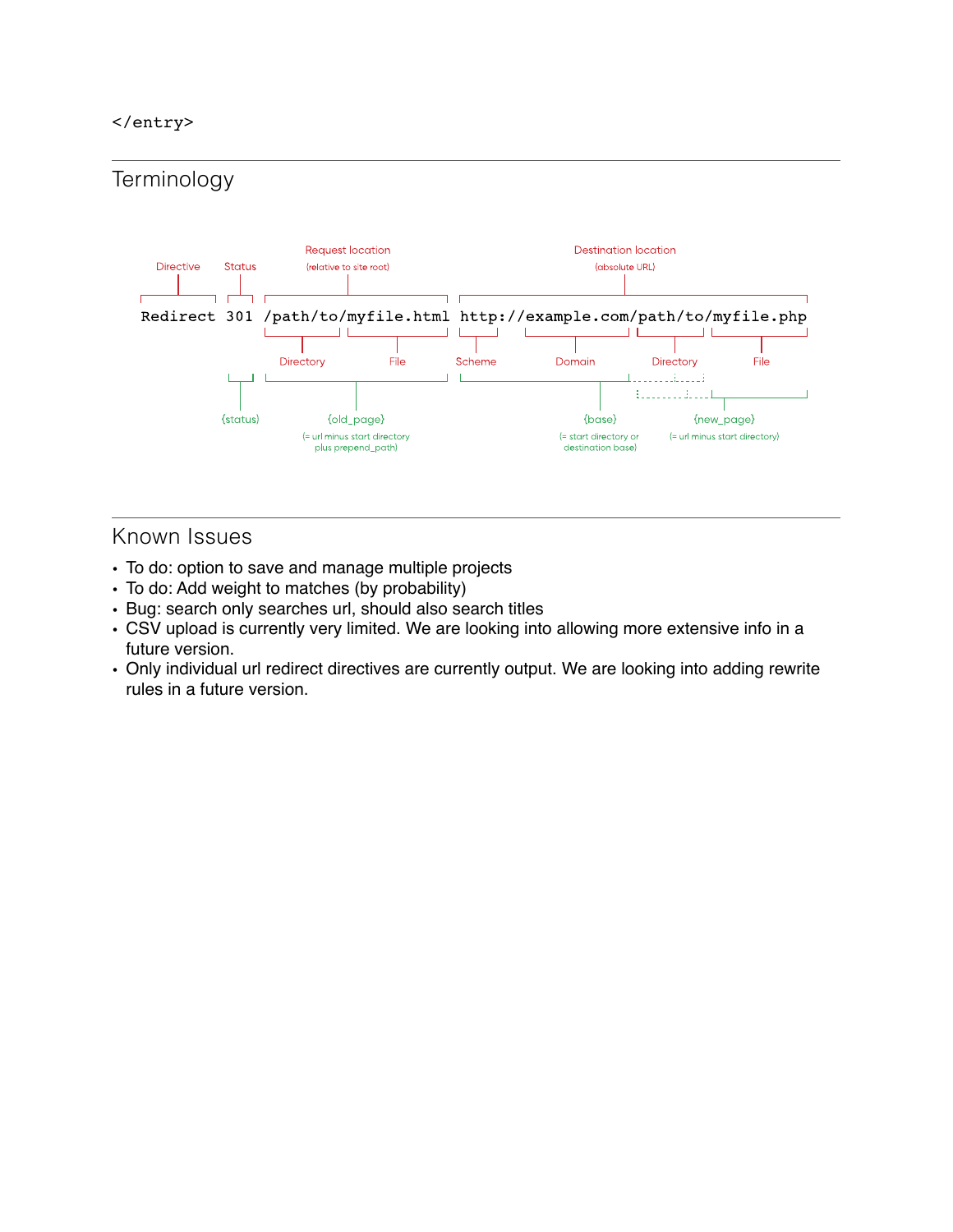```
</entry>
```

## Terminology

Directive
Status
Request location
(relative to site root)
Destination location
(absolute URL)

```
Redirect 301 /path/to/myfile.html http://example.com/path/to/myfile.php
```

Directory
File
Scheme
Domain
Directory
File

{status}
{old_page}
(= url minus start directory plus prepend_path)
{base}
(= start directory or destination base)
{new_page}
(= url minus start directory)

## Known Issues

- To do: option to save and manage multiple projects
- To do: Add weight to matches (by probability)
- Bug: search only searches url, should also search titles
- CSV upload is currently very limited. We are looking into allowing more extensive info in a future version.
- Only individual url redirect directives are currently output. We are looking into adding rewrite rules in a future version.